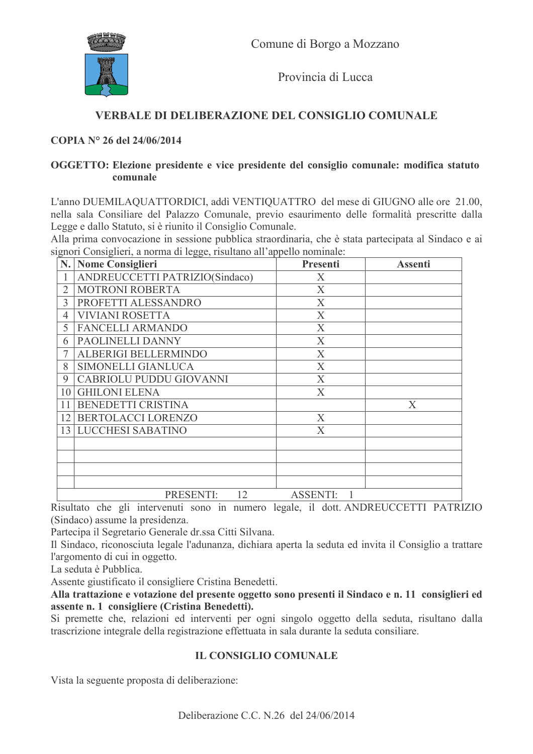Comune di Borgo a Mozzano

Provincia di Lucca

## VERBALE DI DELIBERAZIONE DEL CONSIGLIO COMUNALE

**COPIA N° 26 del 24/06/2014**

**OGGETTO: Elezione presidente e vice presidente del consiglio comunale: modifica statuto comunale**

L'anno DUEMILAQUATTORDICI, addì VENTIQUATTRO del mese di GIUGNO alle ore 21.00, nella sala Consiliare del Palazzo Comunale, previo esaurimento delle formalità prescritte dalla Legge e dallo Statuto, si è riunito il Consiglio Comunale.
Alla prima convocazione in sessione pubblica straordinaria, che è stata partecipata al Sindaco e ai signori Consiglieri, a norma di legge, risultano all'appello nominale:

| N. | Nome Consiglieri | Presenti | Assenti |
|---|---|---|---|
| 1 | ANDREUCCETTI PATRIZIO(Sindaco) | X | |
| 2 | MOTRONI ROBERTA | X | |
| 3 | PROFETTI ALESSANDRO | X | |
| 4 | VIVIANI ROSETTA | X | |
| 5 | FANCELLI ARMANDO | X | |
| 6 | PAOLINELLI DANNY | X | |
| 7 | ALBERIGI BELLERMINDO | X | |
| 8 | SIMONELLI GIANLUCA | X | |
| 9 | CABRIOLU PUDDU GIOVANNI | X | |
| 10 | GHILONI ELENA | X | |
| 11 | BENEDETTI CRISTINA | | X |
| 12 | BERTOLACCI LORENZO | X | |
| 13 | LUCCHESI SABATINO | X | |
| | | | |
| | | | |
| | | | |
| | | | |
| | PRESENTI: 12 | ASSENTI: 1 | |

Risultato che gli intervenuti sono in numero legale, il dott. ANDREUCCETTI PATRIZIO (Sindaco) assume la presidenza.
Partecipa il Segretario Generale dr.ssa Citti Silvana.
Il Sindaco, riconosciuta legale l'adunanza, dichiara aperta la seduta ed invita il Consiglio a trattare l'argomento di cui in oggetto.
La seduta è Pubblica.
Assente giustificato il consigliere Cristina Benedetti.
**Alla trattazione e votazione del presente oggetto sono presenti il Sindaco e n. 11 consiglieri ed assente n. 1 consigliere (Cristina Benedetti).**
Si premette che, relazioni ed interventi per ogni singolo oggetto della seduta, risultano dalla trascrizione integrale della registrazione effettuata in sala durante la seduta consiliare.

### IL CONSIGLIO COMUNALE

Vista la seguente proposta di deliberazione: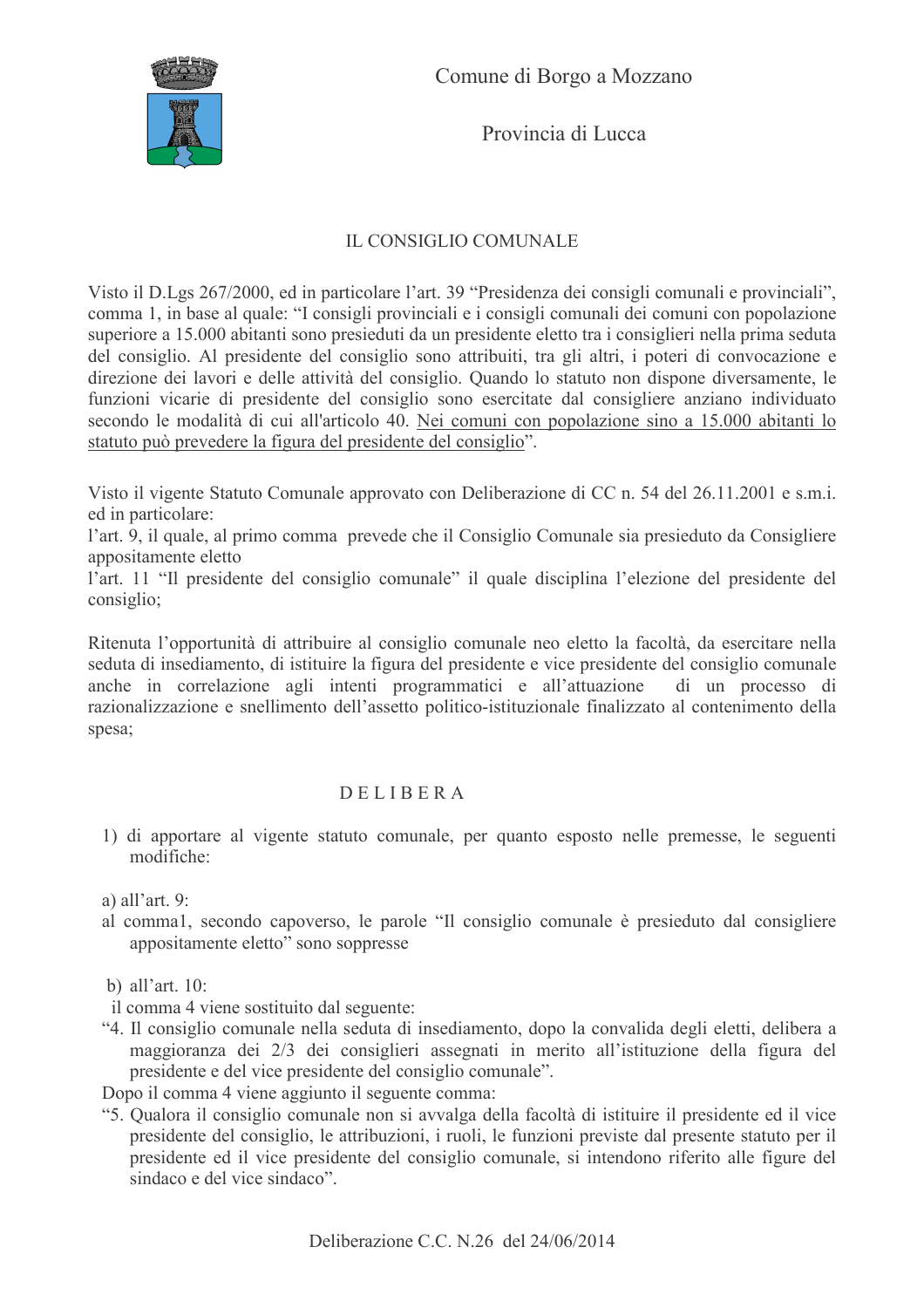Comune di Borgo a Mozzano

Provincia di Lucca

## IL CONSIGLIO COMUNALE

Visto il D.Lgs 267/2000, ed in particolare l'art. 39 "Presidenza dei consigli comunali e provinciali", comma 1, in base al quale: "I consigli provinciali e i consigli comunali dei comuni con popolazione superiore a 15.000 abitanti sono presieduti da un presidente eletto tra i consiglieri nella prima seduta del consiglio. Al presidente del consiglio sono attribuiti, tra gli altri, i poteri di convocazione e direzione dei lavori e delle attività del consiglio. Quando lo statuto non dispone diversamente, le funzioni vicarie di presidente del consiglio sono esercitate dal consigliere anziano individuato secondo le modalità di cui all'articolo 40. Nei comuni con popolazione sino a 15.000 abitanti lo statuto può prevedere la figura del presidente del consiglio".

Visto il vigente Statuto Comunale approvato con Deliberazione di CC n. 54 del 26.11.2001 e s.m.i. ed in particolare:
l'art. 9, il quale, al primo comma prevede che il Consiglio Comunale sia presieduto da Consigliere appositamente eletto
l'art. 11 "Il presidente del consiglio comunale" il quale disciplina l'elezione del presidente del consiglio;

Ritenuta l'opportunità di attribuire al consiglio comunale neo eletto la facoltà, da esercitare nella seduta di insediamento, di istituire la figura del presidente e vice presidente del consiglio comunale anche in correlazione agli intenti programmatici e all'attuazione di un processo di razionalizzazione e snellimento dell'assetto politico-istituzionale finalizzato al contenimento della spesa;

## D E L I B E R A

1) di apportare al vigente statuto comunale, per quanto esposto nelle premesse, le seguenti modifiche:

a) all'art. 9:
al comma1, secondo capoverso, le parole "Il consiglio comunale è presieduto dal consigliere appositamente eletto" sono soppresse

b) all'art. 10:
il comma 4 viene sostituito dal seguente:
"4. Il consiglio comunale nella seduta di insediamento, dopo la convalida degli eletti, delibera a maggioranza dei 2/3 dei consiglieri assegnati in merito all'istituzione della figura del presidente e del vice presidente del consiglio comunale".
Dopo il comma 4 viene aggiunto il seguente comma:
"5. Qualora il consiglio comunale non si avvalga della facoltà di istituire il presidente ed il vice presidente del consiglio, le attribuzioni, i ruoli, le funzioni previste dal presente statuto per il presidente ed il vice presidente del consiglio comunale, si intendono riferito alle figure del sindaco e del vice sindaco".

Deliberazione C.C. N.26 del 24/06/2014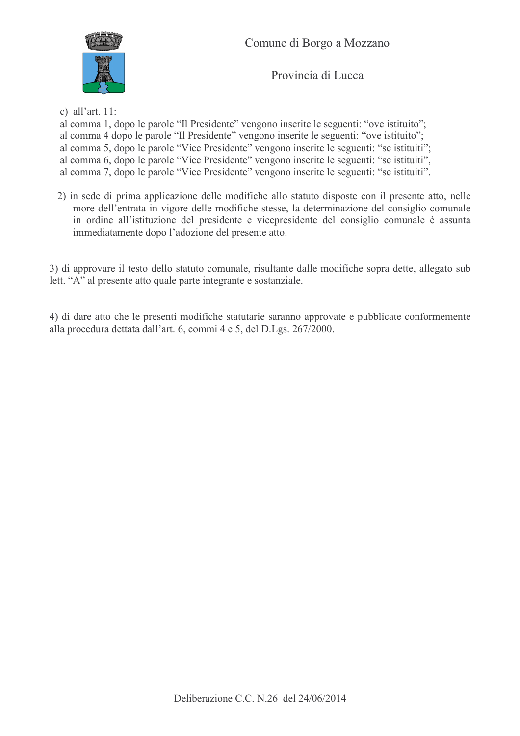c) all'art. 11:

al comma 1, dopo le parole "Il Presidente" vengono inserite le seguenti: "ove istituito";
al comma 4 dopo le parole "Il Presidente" vengono inserite le seguenti: "ove istituito";
al comma 5, dopo le parole "Vice Presidente" vengono inserite le seguenti: "se istituiti";
al comma 6, dopo le parole "Vice Presidente" vengono inserite le seguenti: "se istituiti",
al comma 7, dopo le parole "Vice Presidente" vengono inserite le seguenti: "se istituiti".

2) in sede di prima applicazione delle modifiche allo statuto disposte con il presente atto, nelle more dell'entrata in vigore delle modifiche stesse, la determinazione del consiglio comunale in ordine all'istituzione del presidente e vicepresidente del consiglio comunale è assunta immediatamente dopo l'adozione del presente atto.

3) di approvare il testo dello statuto comunale, risultante dalle modifiche sopra dette, allegato sub lett. "A" al presente atto quale parte integrante e sostanziale.

4) di dare atto che le presenti modifiche statutarie saranno approvate e pubblicate conformemente alla procedura dettata dall'art. 6, commi 4 e 5, del D.Lgs. 267/2000.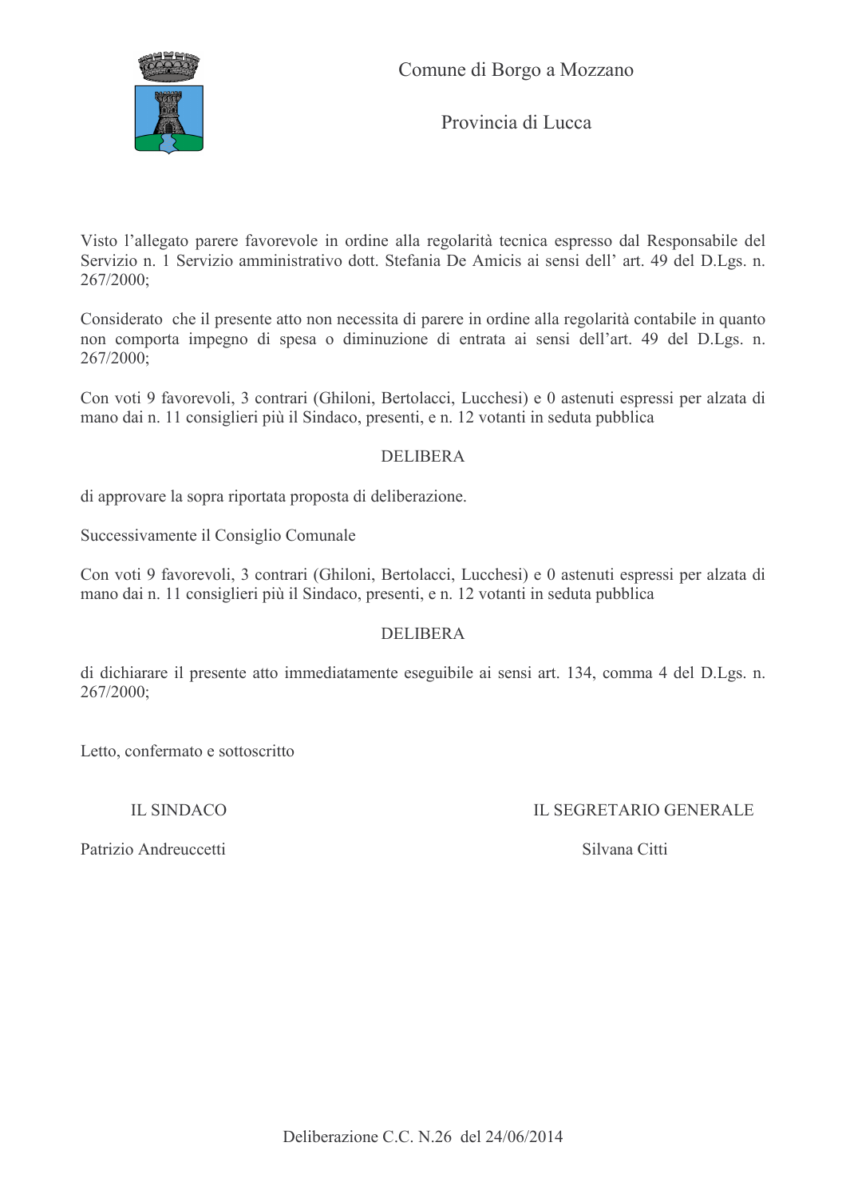Comune di Borgo a Mozzano

Provincia di Lucca

Visto l'allegato parere favorevole in ordine alla regolarità tecnica espresso dal Responsabile del Servizio n. 1 Servizio amministrativo dott. Stefania De Amicis ai sensi dell' art. 49 del D.Lgs. n. 267/2000;

Considerato che il presente atto non necessita di parere in ordine alla regolarità contabile in quanto non comporta impegno di spesa o diminuzione di entrata ai sensi dell'art. 49 del D.Lgs. n. 267/2000;

Con voti 9 favorevoli, 3 contrari (Ghiloni, Bertolacci, Lucchesi) e 0 astenuti espressi per alzata di mano dai n. 11 consiglieri più il Sindaco, presenti, e n. 12 votanti in seduta pubblica

DELIBERA

di approvare la sopra riportata proposta di deliberazione.

Successivamente il Consiglio Comunale

Con voti 9 favorevoli, 3 contrari (Ghiloni, Bertolacci, Lucchesi) e 0 astenuti espressi per alzata di mano dai n. 11 consiglieri più il Sindaco, presenti, e n. 12 votanti in seduta pubblica

DELIBERA

di dichiarare il presente atto immediatamente eseguibile ai sensi art. 134, comma 4 del D.Lgs. n. 267/2000;

Letto, confermato e sottoscritto

IL SINDACO

Patrizio Andreuccetti

IL SEGRETARIO GENERALE

Silvana Citti

Deliberazione C.C. N.26 del 24/06/2014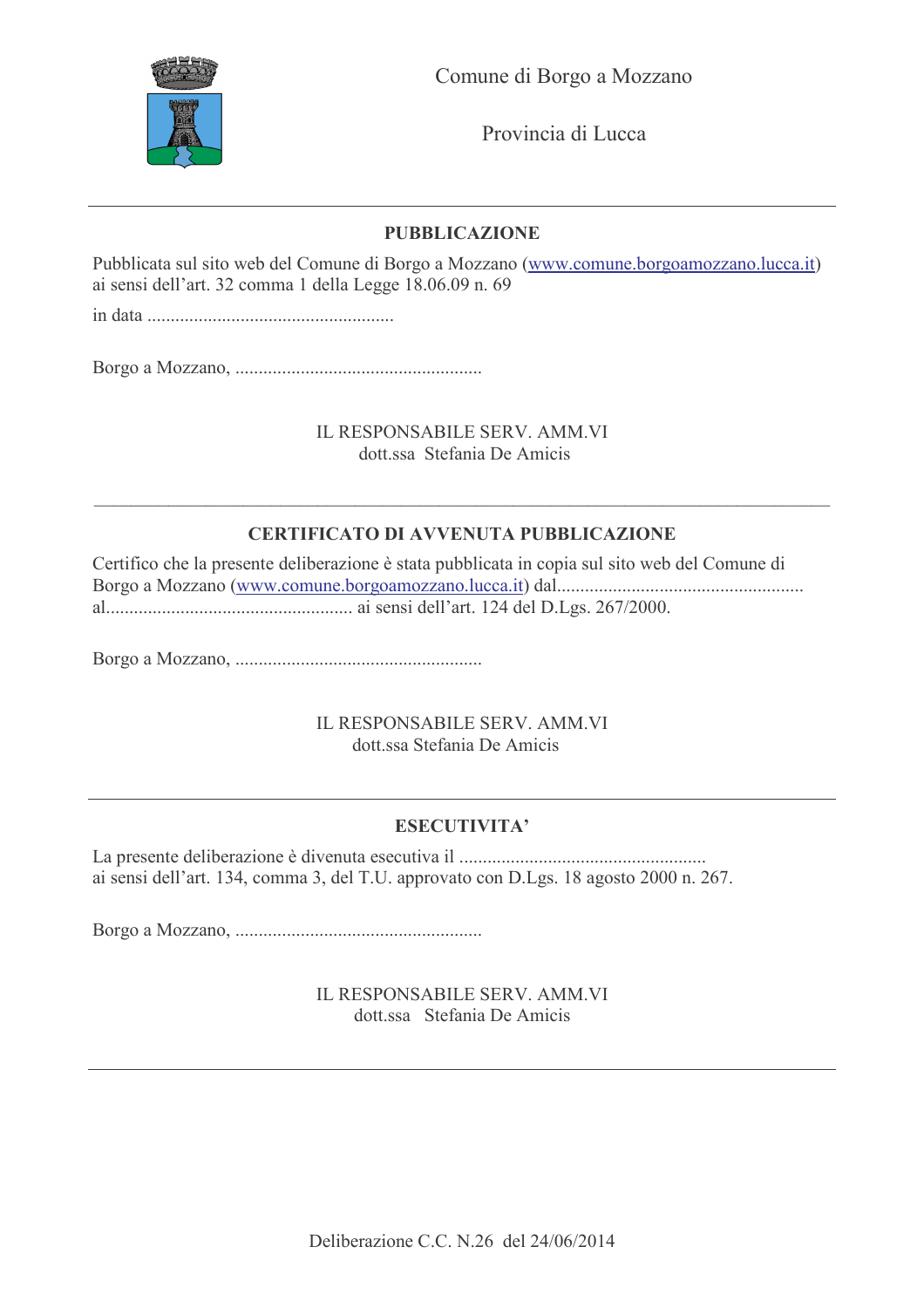Comune di Borgo a Mozzano

Provincia di Lucca

---

## PUBBLICAZIONE

Pubblicata sul sito web del Comune di Borgo a Mozzano (www.comune.borgoamozzano.lucca.it) ai sensi dell'art. 32 comma 1 della Legge 18.06.09 n. 69

in data ....................................................

Borgo a Mozzano, ....................................................

IL RESPONSABILE SERV. AMM.VI
dott.ssa Stefania De Amicis

---

## CERTIFICATO DI AVVENUTA PUBBLICAZIONE

Certifico che la presente deliberazione è stata pubblicata in copia sul sito web del Comune di Borgo a Mozzano (www.comune.borgoamozzano.lucca.it) dal.................................................... al.................................................... ai sensi dell'art. 124 del D.Lgs. 267/2000.

Borgo a Mozzano, ....................................................

IL RESPONSABILE SERV. AMM.VI
dott.ssa Stefania De Amicis

---

## ESECUTIVITA'

La presente deliberazione è divenuta esecutiva il ....................................................
ai sensi dell'art. 134, comma 3, del T.U. approvato con D.Lgs. 18 agosto 2000 n. 267.

Borgo a Mozzano, ....................................................

IL RESPONSABILE SERV. AMM.VI
dott.ssa Stefania De Amicis

---

Deliberazione C.C. N.26 del 24/06/2014